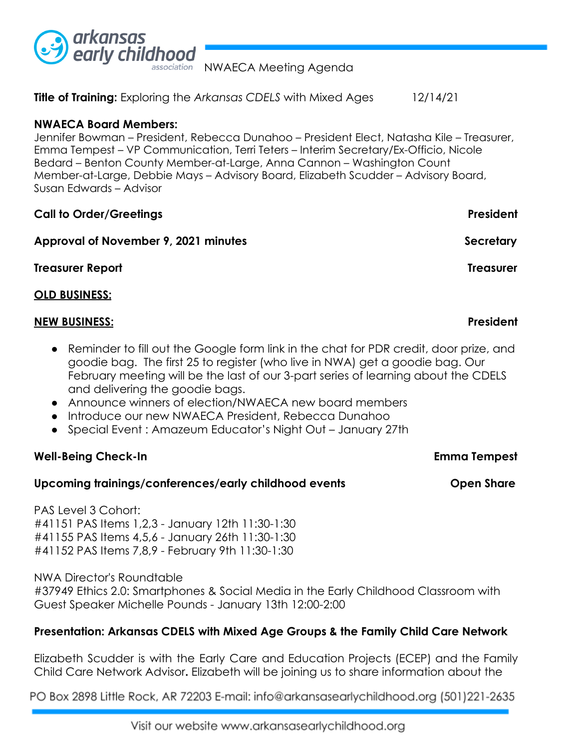NWAECA Meeting Agenda

**Title of Training:** Exploring the *Arkansas CDELS* with Mixed Ages 12/14/21

**NWAECA Board Members:**
Jennifer Bowman – President, Rebecca Dunahoo – President Elect, Natasha Kile – Treasurer, Emma Tempest – VP Communication, Terri Teters – Interim Secretary/Ex-Officio, Nicole Bedard – Benton County Member-at-Large, Anna Cannon – Washington Count Member-at-Large, Debbie Mays – Advisory Board, Elizabeth Scudder – Advisory Board, Susan Edwards – Advisor

**Call to Order/Greetings** **President**

**Approval of November 9, 2021 minutes** **Secretary**

**Treasurer Report** **Treasurer**

**OLD BUSINESS:**

**NEW BUSINESS:** **President**

- Reminder to fill out the Google form link in the chat for PDR credit, door prize, and goodie bag. The first 25 to register (who live in NWA) get a goodie bag. Our February meeting will be the last of our 3-part series of learning about the CDELS and delivering the goodie bags.
- Announce winners of election/NWAECA new board members
- Introduce our new NWAECA President, Rebecca Dunahoo
- Special Event : Amazeum Educator's Night Out – January 27th

**Well-Being Check-In** **Emma Tempest**

**Upcoming trainings/conferences/early childhood events** **Open Share**

PAS Level 3 Cohort:
#41151 PAS Items 1,2,3 - January 12th 11:30-1:30
#41155 PAS Items 4,5,6 - January 26th 11:30-1:30
#41152 PAS Items 7,8,9 - February 9th 11:30-1:30

NWA Director's Roundtable
#37949 Ethics 2.0: Smartphones & Social Media in the Early Childhood Classroom with Guest Speaker Michelle Pounds - January 13th 12:00-2:00

**Presentation: Arkansas CDELS with Mixed Age Groups & the Family Child Care Network**

Elizabeth Scudder is with the Early Care and Education Projects (ECEP) and the Family Child Care Network Advisor**.** Elizabeth will be joining us to share information about the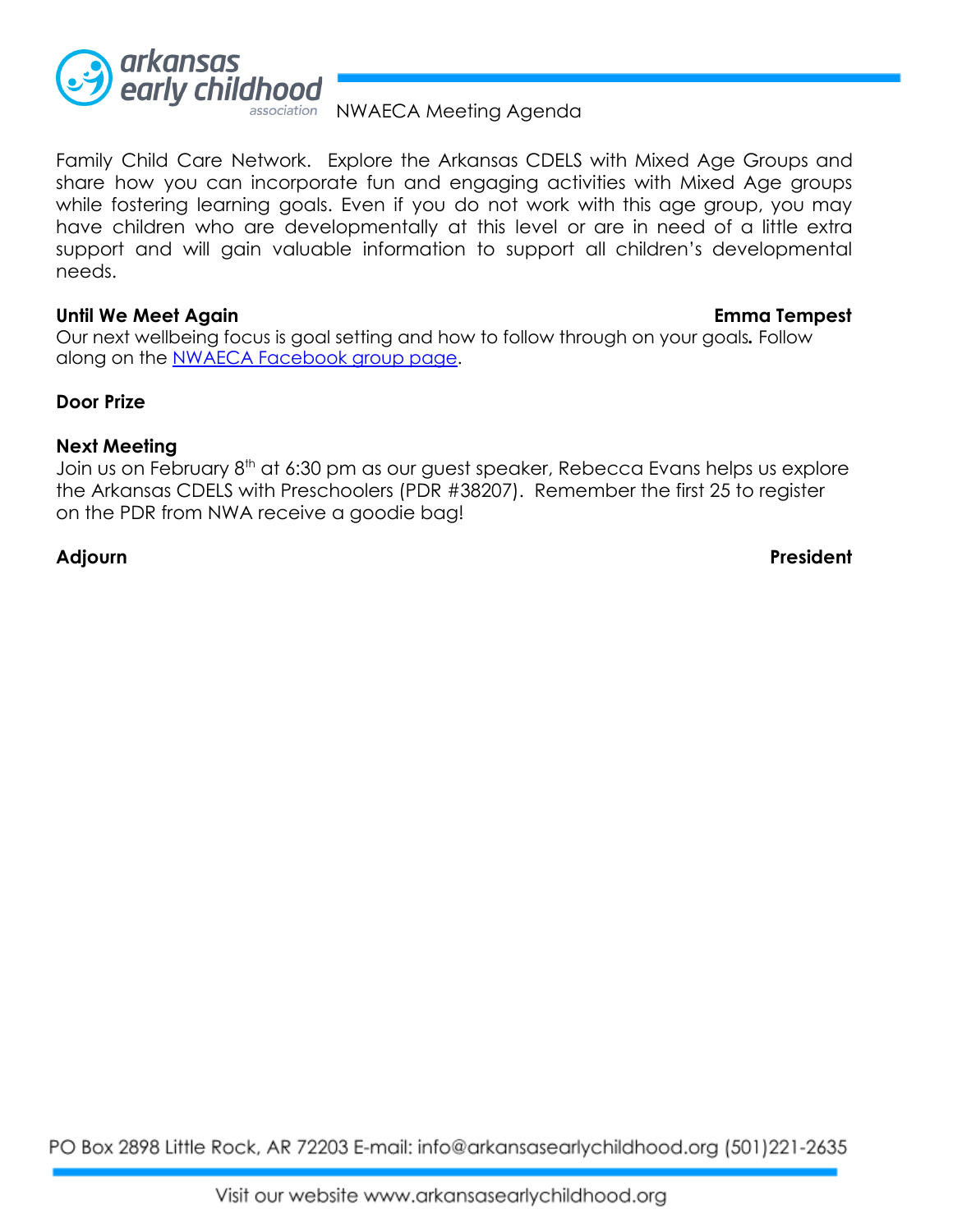Family Child Care Network. Explore the Arkansas CDELS with Mixed Age Groups and share how you can incorporate fun and engaging activities with Mixed Age groups while fostering learning goals. Even if you do not work with this age group, you may have children who are developmentally at this level or are in need of a little extra support and will gain valuable information to support all children's developmental needs.

**Until We Meet Again** **Emma Tempest**

Our next wellbeing focus is goal setting and how to follow through on your goals**.** Follow along on the [NWAECA Facebook group page].

**Door Prize**

**Next Meeting**

Join us on February 8th at 6:30 pm as our guest speaker, Rebecca Evans helps us explore the Arkansas CDELS with Preschoolers (PDR #38207). Remember the first 25 to register on the PDR from NWA receive a goodie bag!

**Adjourn** **President**